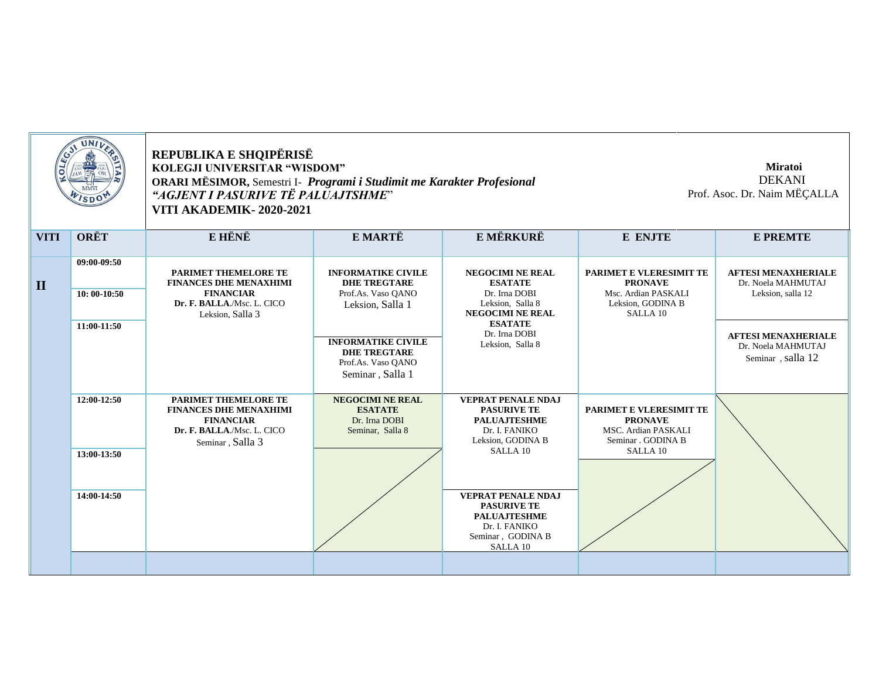REPUBLIKA E SHQIPËRISË
**KOLEGJI UNIVERSITAR "WISDOM"**
**ORARI MËSIMOR,** Semestri I- ***Programi i Studimit me Karakter Profesional***
***"AGJENT I PASURIVE TË PALUAJTSHME"***
**VITI AKADEMIK- 2020-2021**

**Miratoi**
DEKANI
Prof. Asoc. Dr. Naim MËÇALLA

| VITI | ORËT | E HËNË | E MARTË | E MËRKURË | E ENJTE | E PREMTE |
|---|---|---|---|---|---|---|
| II | 09:00-09:50 | **PARIMET THEMELORE TE FINANCES DHE MENAXHIMI FINANCIAR** **Dr. F. BALLA**./Msc. L. CICO Leksion, Salla 3 | **INFORMATIKE CIVILE DHE TREGTARE** Prof.As. Vaso QANO Leksion, Salla 1 | **NEGOCIMI NE REAL ESATATE** Dr. Irna DOBI Leksion, Salla 8 | **PARIMET E VLERESIMIT TE PRONAVE** Msc. Ardian PASKALI Leksion, GODINA B SALLA 10 | **AFTESI MENAXHERIALE** Dr. Noela MAHMUTAJ Leksion, salla 12 |
| | 10: 00-10:50 | | | **NEGOCIMI NE REAL ESATATE** Dr. Irna DOBI Leksion, Salla 8 | | |
| | 11:00-11:50 | | **INFORMATIKE CIVILE DHE TREGTARE** Prof.As. Vaso QANO Seminar , Salla 1 | | | **AFTESI MENAXHERIALE** Dr. Noela MAHMUTAJ Seminar , salla 12 |
| | 12:00-12:50 | **PARIMET THEMELORE TE FINANCES DHE MENAXHIMI FINANCIAR** **Dr. F. BALLA**./Msc. L. CICO Seminar , Salla 3 | **NEGOCIMI NE REAL ESATATE** Dr. Irna DOBI Seminar, Salla 8 | **VEPRAT PENALE NDAJ PASURIVE TE PALUAJTESHME** Dr. I. FANIKO Leksion, GODINA B SALLA 10 | **PARIMET E VLERESIMIT TE PRONAVE** MSC. Ardian PASKALI Seminar . GODINA B SALLA 10 | |
| | 13:00-13:50 | | | | | |
| | 14:00-14:50 | | | **VEPRAT PENALE NDAJ PASURIVE TE PALUAJTESHME** Dr. I. FANIKO Seminar , GODINA B SALLA 10 | | |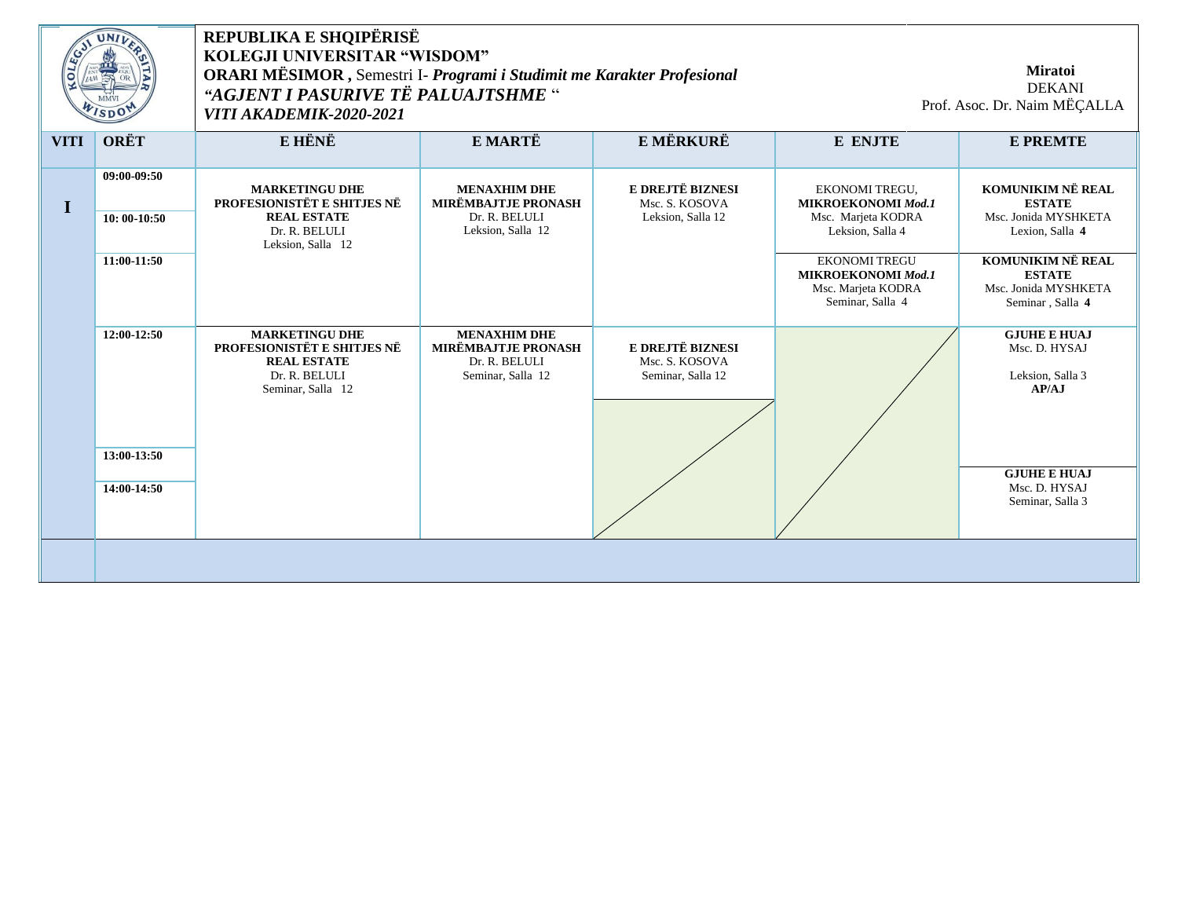**REPUBLIKA E SHQIPËRISË**
**KOLEGJI UNIVERSITAR "WISDOM"**
**ORARI MËSIMOR ,** Semestri I- ***Programi i Studimit me Karakter Profesional***
***"AGJENT I PASURIVE TË PALUAJTSHME "***
***VITI AKADEMIK-2020-2021***

**Miratoi**
DEKANI
Prof. Asoc. Dr. Naim MËÇALLA

| VITI | ORËT | E HËNË | E MARTË | E MËRKURË | E ENJTE | E PREMTE |
|---|---|---|---|---|---|---|
| **I** | **09:00-09:50** | **MARKETINGU DHE PROFESIONISTËT E SHITJES NË REAL ESTATE** Dr. R. BELULI Leksion, Salla 12 | **MENAXHIM DHE MIRËMBAJTJE PRONASH** Dr. R. BELULI Leksion, Salla 12 | **E DREJTË BIZNESI** Msc. S. KOSOVA Leksion, Salla 12 | EKONOMI TREGU, **MIKROEKONOMI *Mod.1*** Msc. Marjeta KODRA Leksion, Salla 4 | **KOMUNIKIM NË REAL ESTATE** Msc. Jonida MYSHKETA Lexion, Salla **4** |
| | **10: 00-10:50** | | | | | |
| | **11:00-11:50** | | | | EKONOMI TREGU **MIKROEKONOMI *Mod.1*** Msc. Marjeta KODRA Seminar, Salla 4 | **KOMUNIKIM NË REAL ESTATE** Msc. Jonida MYSHKETA Seminar , Salla **4** |
| | **12:00-12:50** | **MARKETINGU DHE PROFESIONISTËT E SHITJES NË REAL ESTATE** Dr. R. BELULI Seminar, Salla 12 | **MENAXHIM DHE MIRËMBAJTJE PRONASH** Dr. R. BELULI Seminar, Salla 12 | **E DREJTË BIZNESI** Msc. S. KOSOVA Seminar, Salla 12 | | **GJUHE E HUAJ** Msc. D. HYSAJ Leksion, Salla 3 **AP/AJ** |
| | **13:00-13:50** | | | | | |
| | **14:00-14:50** | | | | | **GJUHE E HUAJ** Msc. D. HYSAJ Seminar, Salla 3 |
| | | | | | | |